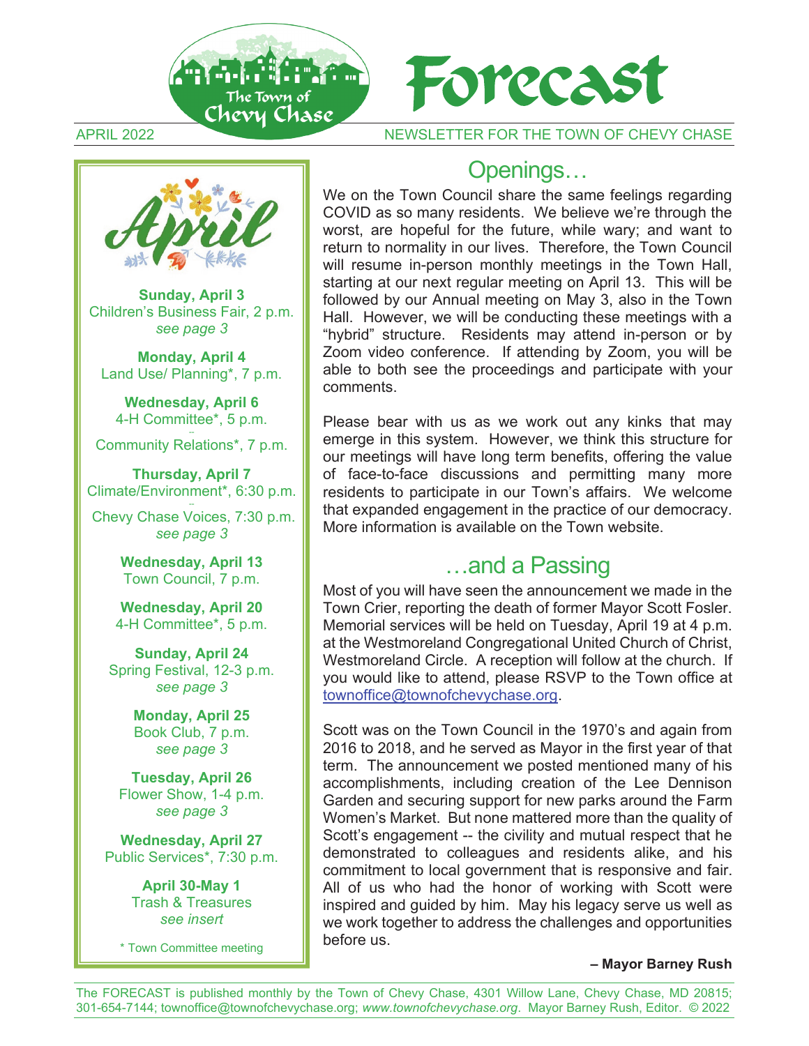# Forecast

APRIL 2022 — NEWSLETTER FOR THE TOWN OF CHEVY CHASE

## April

**Sunday, April 3**
Children's Business Fair, 2 p.m.
*see page 3*

**Monday, April 4**
Land Use/ Planning*, 7 p.m.

**Wednesday, April 6**
4-H Committee*, 5 p.m.
--
Community Relations*, 7 p.m.

**Thursday, April 7**
Climate/Environment*, 6:30 p.m.
--
Chevy Chase Voices, 7:30 p.m.
*see page 3*

**Wednesday, April 13**
Town Council, 7 p.m.

**Wednesday, April 20**
4-H Committee*, 5 p.m.

**Sunday, April 24**
Spring Festival, 12-3 p.m.
*see page 3*

**Monday, April 25**
Book Club, 7 p.m.
*see page 3*

**Tuesday, April 26**
Flower Show, 1-4 p.m.
*see page 3*

**Wednesday, April 27**
Public Services*, 7:30 p.m.

**April 30-May 1**
Trash & Treasures
*see insert*

* Town Committee meeting

## Openings…

We on the Town Council share the same feelings regarding COVID as so many residents. We believe we're through the worst, are hopeful for the future, while wary; and want to return to normality in our lives. Therefore, the Town Council will resume in-person monthly meetings in the Town Hall, starting at our next regular meeting on April 13. This will be followed by our Annual meeting on May 3, also in the Town Hall. However, we will be conducting these meetings with a "hybrid" structure. Residents may attend in-person or by Zoom video conference. If attending by Zoom, you will be able to both see the proceedings and participate with your comments.

Please bear with us as we work out any kinks that may emerge in this system. However, we think this structure for our meetings will have long term benefits, offering the value of face-to-face discussions and permitting many more residents to participate in our Town's affairs. We welcome that expanded engagement in the practice of our democracy. More information is available on the Town website.

## …and a Passing

Most of you will have seen the announcement we made in the Town Crier, reporting the death of former Mayor Scott Fosler. Memorial services will be held on Tuesday, April 19 at 4 p.m. at the Westmoreland Congregational United Church of Christ, Westmoreland Circle. A reception will follow at the church. If you would like to attend, please RSVP to the Town office at townoffice@townofchevychase.org.

Scott was on the Town Council in the 1970's and again from 2016 to 2018, and he served as Mayor in the first year of that term. The announcement we posted mentioned many of his accomplishments, including creation of the Lee Dennison Garden and securing support for new parks around the Farm Women's Market. But none mattered more than the quality of Scott's engagement -- the civility and mutual respect that he demonstrated to colleagues and residents alike, and his commitment to local government that is responsive and fair. All of us who had the honor of working with Scott were inspired and guided by him. May his legacy serve us well as we work together to address the challenges and opportunities before us.

**– Mayor Barney Rush**

The FORECAST is published monthly by the Town of Chevy Chase, 4301 Willow Lane, Chevy Chase, MD 20815; 301-654-7144; townoffice@townofchevychase.org; *www.townofchevychase.org*. Mayor Barney Rush, Editor. © 2022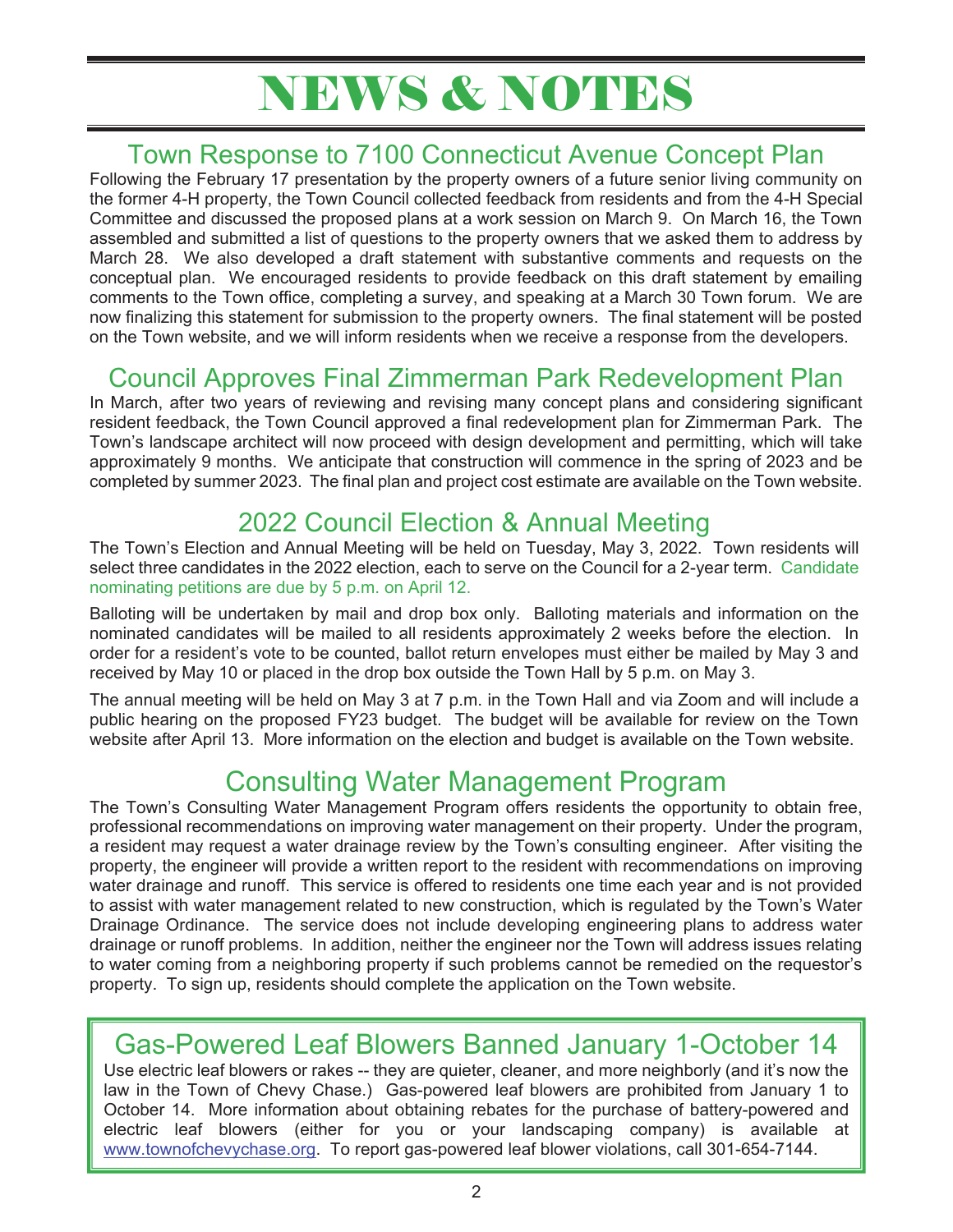# NEWS & NOTES

## Town Response to 7100 Connecticut Avenue Concept Plan

Following the February 17 presentation by the property owners of a future senior living community on the former 4-H property, the Town Council collected feedback from residents and from the 4-H Special Committee and discussed the proposed plans at a work session on March 9. On March 16, the Town assembled and submitted a list of questions to the property owners that we asked them to address by March 28. We also developed a draft statement with substantive comments and requests on the conceptual plan. We encouraged residents to provide feedback on this draft statement by emailing comments to the Town office, completing a survey, and speaking at a March 30 Town forum. We are now finalizing this statement for submission to the property owners. The final statement will be posted on the Town website, and we will inform residents when we receive a response from the developers.

## Council Approves Final Zimmerman Park Redevelopment Plan

In March, after two years of reviewing and revising many concept plans and considering significant resident feedback, the Town Council approved a final redevelopment plan for Zimmerman Park. The Town's landscape architect will now proceed with design development and permitting, which will take approximately 9 months. We anticipate that construction will commence in the spring of 2023 and be completed by summer 2023. The final plan and project cost estimate are available on the Town website.

## 2022 Council Election & Annual Meeting

The Town's Election and Annual Meeting will be held on Tuesday, May 3, 2022. Town residents will select three candidates in the 2022 election, each to serve on the Council for a 2-year term. Candidate nominating petitions are due by 5 p.m. on April 12.

Balloting will be undertaken by mail and drop box only. Balloting materials and information on the nominated candidates will be mailed to all residents approximately 2 weeks before the election. In order for a resident's vote to be counted, ballot return envelopes must either be mailed by May 3 and received by May 10 or placed in the drop box outside the Town Hall by 5 p.m. on May 3.

The annual meeting will be held on May 3 at 7 p.m. in the Town Hall and via Zoom and will include a public hearing on the proposed FY23 budget. The budget will be available for review on the Town website after April 13. More information on the election and budget is available on the Town website.

## Consulting Water Management Program

The Town's Consulting Water Management Program offers residents the opportunity to obtain free, professional recommendations on improving water management on their property. Under the program, a resident may request a water drainage review by the Town's consulting engineer. After visiting the property, the engineer will provide a written report to the resident with recommendations on improving water drainage and runoff. This service is offered to residents one time each year and is not provided to assist with water management related to new construction, which is regulated by the Town's Water Drainage Ordinance. The service does not include developing engineering plans to address water drainage or runoff problems. In addition, neither the engineer nor the Town will address issues relating to water coming from a neighboring property if such problems cannot be remedied on the requestor's property. To sign up, residents should complete the application on the Town website.

## Gas-Powered Leaf Blowers Banned January 1-October 14

Use electric leaf blowers or rakes -- they are quieter, cleaner, and more neighborly (and it's now the law in the Town of Chevy Chase.) Gas-powered leaf blowers are prohibited from January 1 to October 14. More information about obtaining rebates for the purchase of battery-powered and electric leaf blowers (either for you or your landscaping company) is available at www.townofchevychase.org. To report gas-powered leaf blower violations, call 301-654-7144.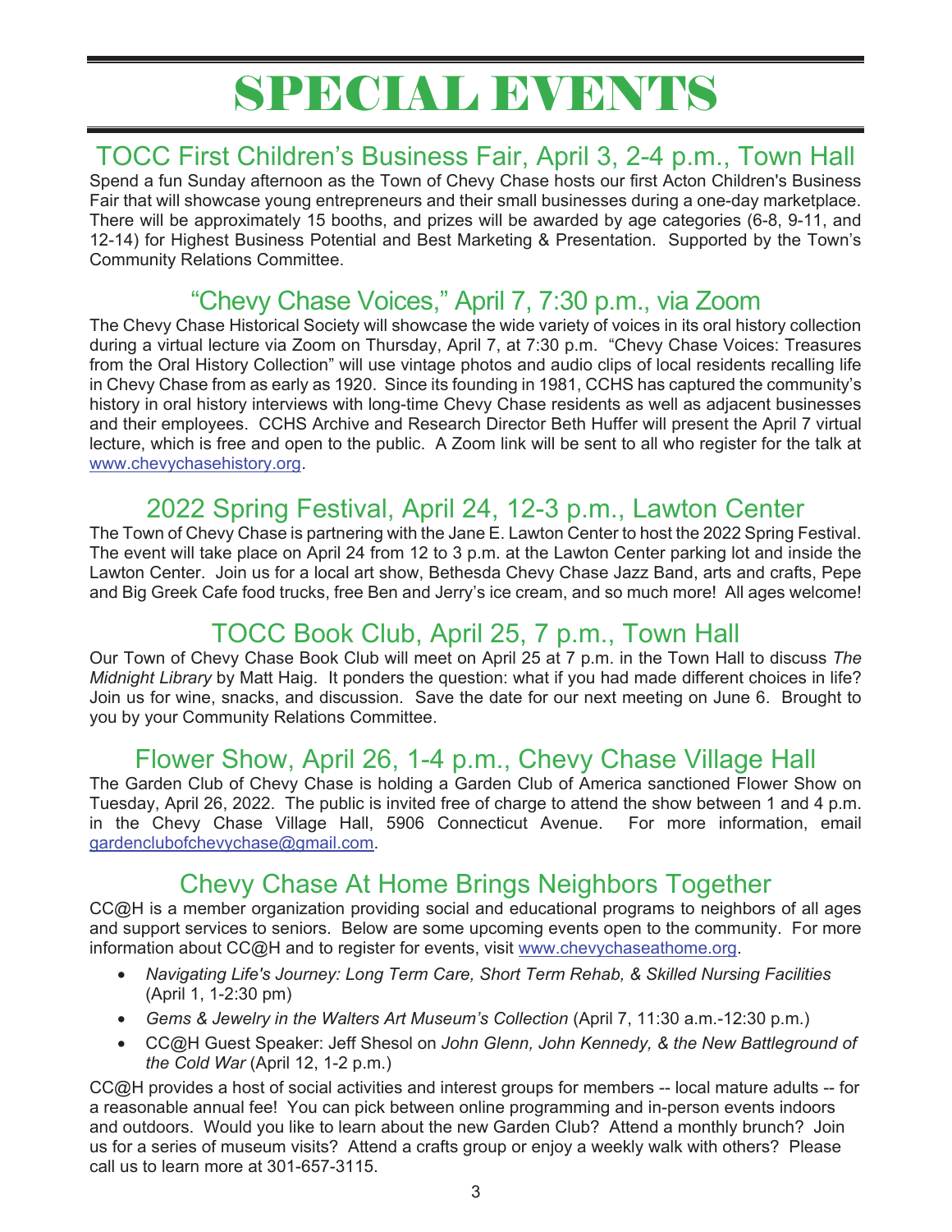# SPECIAL EVENTS

## TOCC First Children's Business Fair, April 3, 2-4 p.m., Town Hall

Spend a fun Sunday afternoon as the Town of Chevy Chase hosts our first Acton Children's Business Fair that will showcase young entrepreneurs and their small businesses during a one-day marketplace. There will be approximately 15 booths, and prizes will be awarded by age categories (6-8, 9-11, and 12-14) for Highest Business Potential and Best Marketing & Presentation. Supported by the Town's Community Relations Committee.

## "Chevy Chase Voices," April 7, 7:30 p.m., via Zoom

The Chevy Chase Historical Society will showcase the wide variety of voices in its oral history collection during a virtual lecture via Zoom on Thursday, April 7, at 7:30 p.m. "Chevy Chase Voices: Treasures from the Oral History Collection" will use vintage photos and audio clips of local residents recalling life in Chevy Chase from as early as 1920. Since its founding in 1981, CCHS has captured the community's history in oral history interviews with long-time Chevy Chase residents as well as adjacent businesses and their employees. CCHS Archive and Research Director Beth Huffer will present the April 7 virtual lecture, which is free and open to the public. A Zoom link will be sent to all who register for the talk at www.chevychasehistory.org.

## 2022 Spring Festival, April 24, 12-3 p.m., Lawton Center

The Town of Chevy Chase is partnering with the Jane E. Lawton Center to host the 2022 Spring Festival. The event will take place on April 24 from 12 to 3 p.m. at the Lawton Center parking lot and inside the Lawton Center. Join us for a local art show, Bethesda Chevy Chase Jazz Band, arts and crafts, Pepe and Big Greek Cafe food trucks, free Ben and Jerry's ice cream, and so much more! All ages welcome!

## TOCC Book Club, April 25, 7 p.m., Town Hall

Our Town of Chevy Chase Book Club will meet on April 25 at 7 p.m. in the Town Hall to discuss *The Midnight Library* by Matt Haig. It ponders the question: what if you had made different choices in life? Join us for wine, snacks, and discussion. Save the date for our next meeting on June 6. Brought to you by your Community Relations Committee.

## Flower Show, April 26, 1-4 p.m., Chevy Chase Village Hall

The Garden Club of Chevy Chase is holding a Garden Club of America sanctioned Flower Show on Tuesday, April 26, 2022. The public is invited free of charge to attend the show between 1 and 4 p.m. in the Chevy Chase Village Hall, 5906 Connecticut Avenue. For more information, email gardenclubofchevychase@gmail.com.

## Chevy Chase At Home Brings Neighbors Together

CC@H is a member organization providing social and educational programs to neighbors of all ages and support services to seniors. Below are some upcoming events open to the community. For more information about CC@H and to register for events, visit www.chevychaseathome.org.

- *Navigating Life's Journey: Long Term Care, Short Term Rehab, & Skilled Nursing Facilities* (April 1, 1-2:30 pm)
- *Gems & Jewelry in the Walters Art Museum's Collection* (April 7, 11:30 a.m.-12:30 p.m.)
- CC@H Guest Speaker: Jeff Shesol on *John Glenn, John Kennedy, & the New Battleground of the Cold War* (April 12, 1-2 p.m.)

CC@H provides a host of social activities and interest groups for members -- local mature adults -- for a reasonable annual fee! You can pick between online programming and in-person events indoors and outdoors. Would you like to learn about the new Garden Club? Attend a monthly brunch? Join us for a series of museum visits? Attend a crafts group or enjoy a weekly walk with others? Please call us to learn more at 301-657-3115.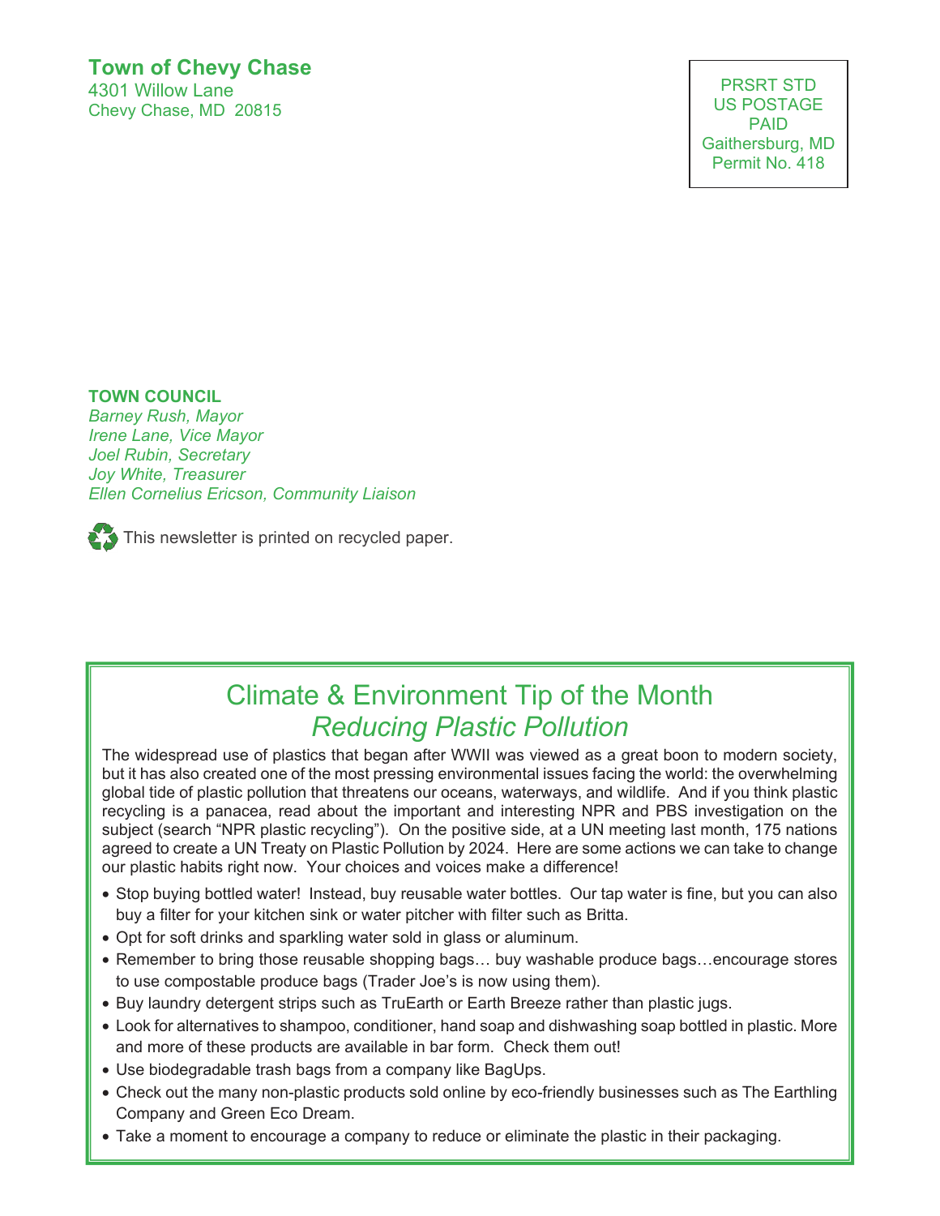**Town of Chevy Chase**
4301 Willow Lane
Chevy Chase, MD 20815

PRSRT STD
US POSTAGE
PAID
Gaithersburg, MD
Permit No. 418

**TOWN COUNCIL**
*Barney Rush, Mayor*
*Irene Lane, Vice Mayor*
*Joel Rubin, Secretary*
*Joy White, Treasurer*
*Ellen Cornelius Ericson, Community Liaison*

This newsletter is printed on recycled paper.

## Climate & Environment Tip of the Month
### *Reducing Plastic Pollution*

The widespread use of plastics that began after WWII was viewed as a great boon to modern society, but it has also created one of the most pressing environmental issues facing the world: the overwhelming global tide of plastic pollution that threatens our oceans, waterways, and wildlife. And if you think plastic recycling is a panacea, read about the important and interesting NPR and PBS investigation on the subject (search "NPR plastic recycling"). On the positive side, at a UN meeting last month, 175 nations agreed to create a UN Treaty on Plastic Pollution by 2024. Here are some actions we can take to change our plastic habits right now. Your choices and voices make a difference!

- Stop buying bottled water! Instead, buy reusable water bottles. Our tap water is fine, but you can also buy a filter for your kitchen sink or water pitcher with filter such as Britta.
- Opt for soft drinks and sparkling water sold in glass or aluminum.
- Remember to bring those reusable shopping bags… buy washable produce bags…encourage stores to use compostable produce bags (Trader Joe's is now using them).
- Buy laundry detergent strips such as TruEarth or Earth Breeze rather than plastic jugs.
- Look for alternatives to shampoo, conditioner, hand soap and dishwashing soap bottled in plastic. More and more of these products are available in bar form. Check them out!
- Use biodegradable trash bags from a company like BagUps.
- Check out the many non-plastic products sold online by eco-friendly businesses such as The Earthling Company and Green Eco Dream.
- Take a moment to encourage a company to reduce or eliminate the plastic in their packaging.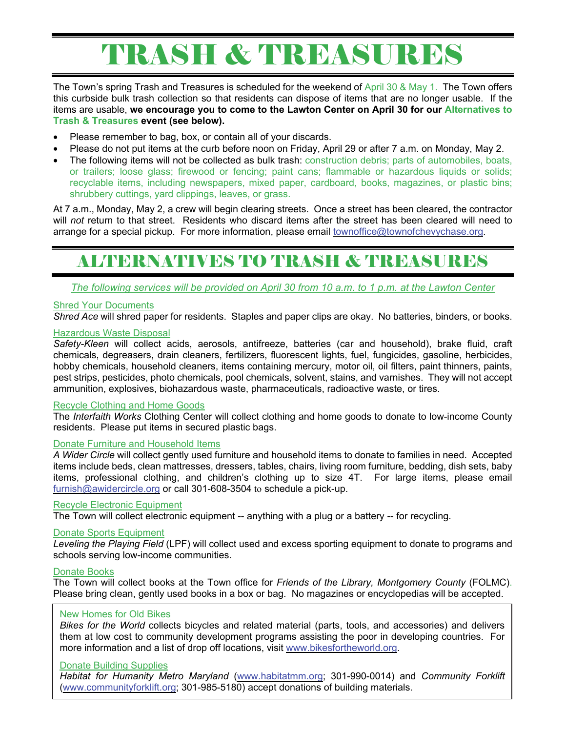# TRASH & TREASURES

The Town's spring Trash and Treasures is scheduled for the weekend of April 30 & May 1. The Town offers this curbside bulk trash collection so that residents can dispose of items that are no longer usable. If the items are usable, **we encourage you to come to the Lawton Center on April 30 for our Alternatives to Trash & Treasures event (see below).**

- Please remember to bag, box, or contain all of your discards.
- Please do not put items at the curb before noon on Friday, April 29 or after 7 a.m. on Monday, May 2.
- The following items will not be collected as bulk trash: construction debris; parts of automobiles, boats, or trailers; loose glass; firewood or fencing; paint cans; flammable or hazardous liquids or solids; recyclable items, including newspapers, mixed paper, cardboard, books, magazines, or plastic bins; shrubbery cuttings, yard clippings, leaves, or grass.

At 7 a.m., Monday, May 2, a crew will begin clearing streets. Once a street has been cleared, the contractor will *not* return to that street. Residents who discard items after the street has been cleared will need to arrange for a special pickup. For more information, please email townoffice@townofchevychase.org.

# ALTERNATIVES TO TRASH & TREASURES

*The following services will be provided on April 30 from 10 a.m. to 1 p.m. at the Lawton Center*

### Shred Your Documents

*Shred Ace* will shred paper for residents. Staples and paper clips are okay. No batteries, binders, or books.

### Hazardous Waste Disposal

*Safety-Kleen* will collect acids, aerosols, antifreeze, batteries (car and household), brake fluid, craft chemicals, degreasers, drain cleaners, fertilizers, fluorescent lights, fuel, fungicides, gasoline, herbicides, hobby chemicals, household cleaners, items containing mercury, motor oil, oil filters, paint thinners, paints, pest strips, pesticides, photo chemicals, pool chemicals, solvent, stains, and varnishes. They will not accept ammunition, explosives, biohazardous waste, pharmaceuticals, radioactive waste, or tires.

### Recycle Clothing and Home Goods

The *Interfaith Works* Clothing Center will collect clothing and home goods to donate to low-income County residents. Please put items in secured plastic bags.

### Donate Furniture and Household Items

*A Wider Circle* will collect gently used furniture and household items to donate to families in need. Accepted items include beds, clean mattresses, dressers, tables, chairs, living room furniture, bedding, dish sets, baby items, professional clothing, and children's clothing up to size 4T. For large items, please email furnish@awidercircle.org or call 301-608-3504 to schedule a pick-up.

### Recycle Electronic Equipment

The Town will collect electronic equipment -- anything with a plug or a battery -- for recycling.

### Donate Sports Equipment

*Leveling the Playing Field* (LPF) will collect used and excess sporting equipment to donate to programs and schools serving low-income communities.

### Donate Books

The Town will collect books at the Town office for *Friends of the Library, Montgomery County* (FOLMC). Please bring clean, gently used books in a box or bag. No magazines or encyclopedias will be accepted.

### New Homes for Old Bikes

*Bikes for the World* collects bicycles and related material (parts, tools, and accessories) and delivers them at low cost to community development programs assisting the poor in developing countries. For more information and a list of drop off locations, visit www.bikesfortheworld.org.

### Donate Building Supplies

*Habitat for Humanity Metro Maryland* (www.habitatmm.org; 301-990-0014) and *Community Forklift* (www.communityforklift.org; 301-985-5180) accept donations of building materials.